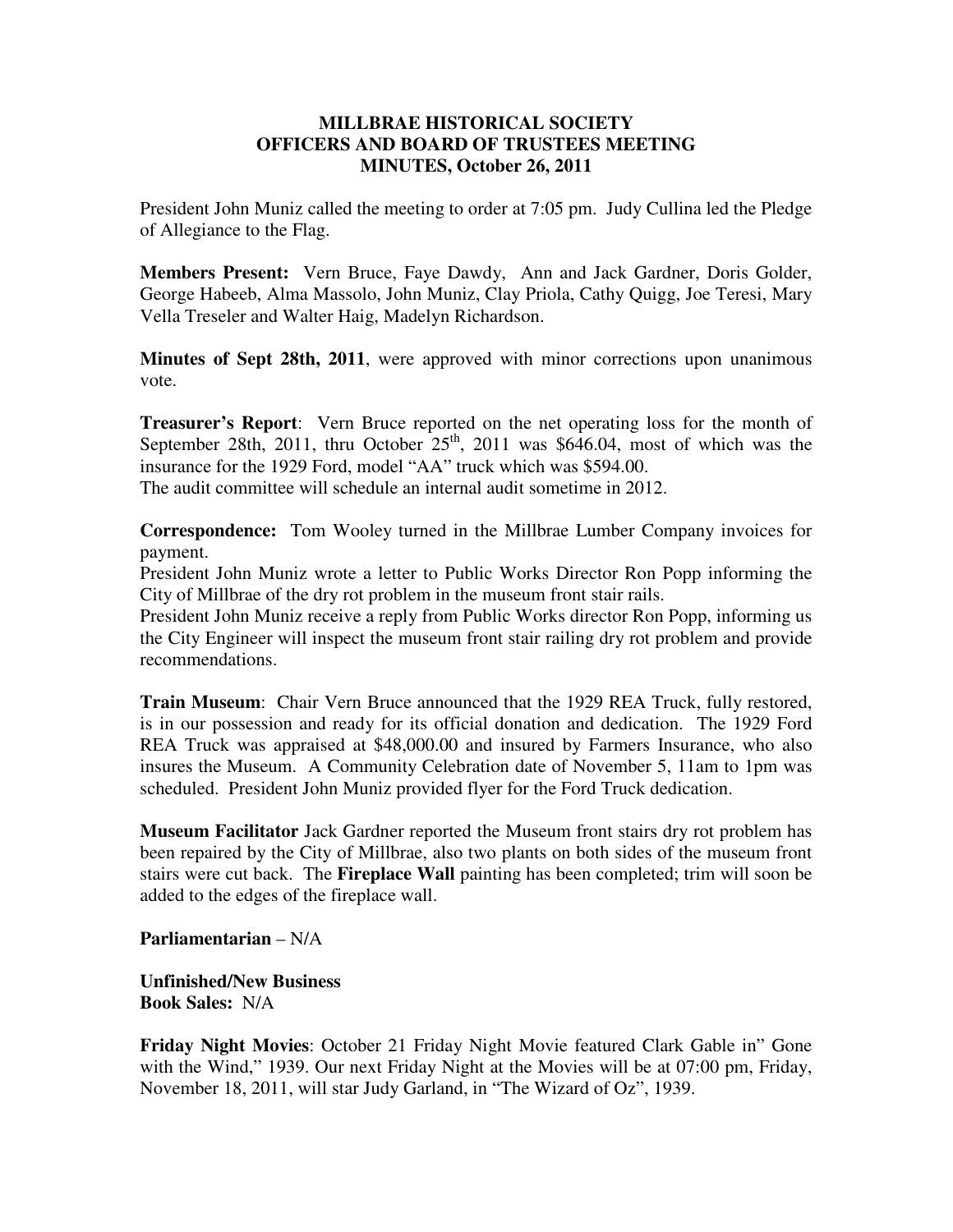**MILLBRAE HISTORICAL SOCIETY**
**OFFICERS AND BOARD OF TRUSTEES MEETING**
**MINUTES, October 26, 2011**

President John Muniz called the meeting to order at 7:05 pm. Judy Cullina led the Pledge of Allegiance to the Flag.

**Members Present:** Vern Bruce, Faye Dawdy, Ann and Jack Gardner, Doris Golder, George Habeeb, Alma Massolo, John Muniz, Clay Priola, Cathy Quigg, Joe Teresi, Mary Vella Treseler and Walter Haig, Madelyn Richardson.

**Minutes of Sept 28th, 2011**, were approved with minor corrections upon unanimous vote.

**Treasurer's Report**: Vern Bruce reported on the net operating loss for the month of September 28th, 2011, thru October 25th, 2011 was $646.04, most of which was the insurance for the 1929 Ford, model "AA" truck which was $594.00.
The audit committee will schedule an internal audit sometime in 2012.

**Correspondence:** Tom Wooley turned in the Millbrae Lumber Company invoices for payment.
President John Muniz wrote a letter to Public Works Director Ron Popp informing the City of Millbrae of the dry rot problem in the museum front stair rails.
President John Muniz receive a reply from Public Works director Ron Popp, informing us the City Engineer will inspect the museum front stair railing dry rot problem and provide recommendations.

**Train Museum**: Chair Vern Bruce announced that the 1929 REA Truck, fully restored, is in our possession and ready for its official donation and dedication. The 1929 Ford REA Truck was appraised at $48,000.00 and insured by Farmers Insurance, who also insures the Museum. A Community Celebration date of November 5, 11am to 1pm was scheduled. President John Muniz provided flyer for the Ford Truck dedication.

**Museum Facilitator** Jack Gardner reported the Museum front stairs dry rot problem has been repaired by the City of Millbrae, also two plants on both sides of the museum front stairs were cut back. The **Fireplace Wall** painting has been completed; trim will soon be added to the edges of the fireplace wall.

**Parliamentarian** – N/A

**Unfinished/New Business**
**Book Sales:** N/A

**Friday Night Movies**: October 21 Friday Night Movie featured Clark Gable in" Gone with the Wind," 1939. Our next Friday Night at the Movies will be at 07:00 pm, Friday, November 18, 2011, will star Judy Garland, in "The Wizard of Oz", 1939.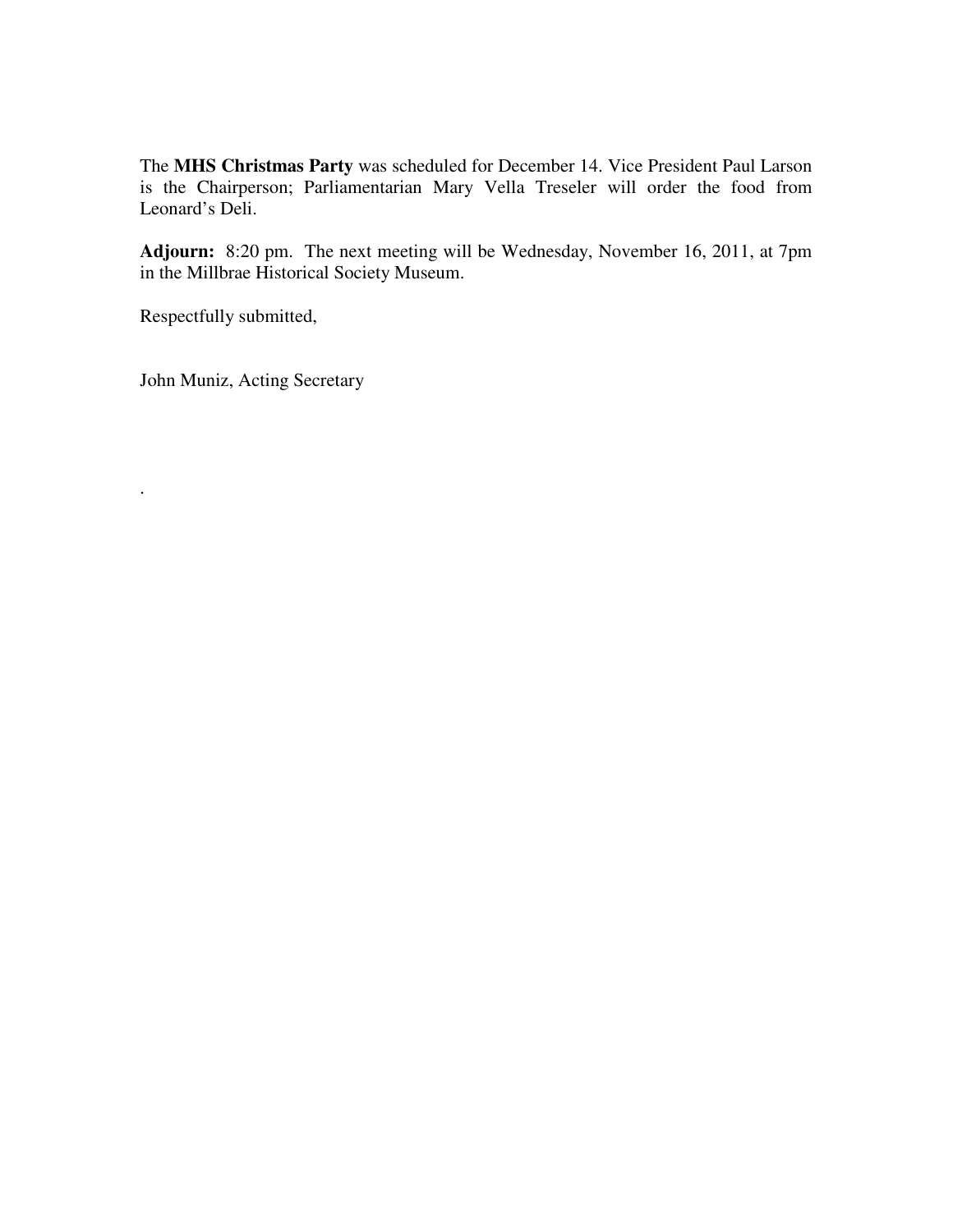The **MHS Christmas Party** was scheduled for December 14. Vice President Paul Larson is the Chairperson; Parliamentarian Mary Vella Treseler will order the food from Leonard's Deli.

**Adjourn:** 8:20 pm. The next meeting will be Wednesday, November 16, 2011, at 7pm in the Millbrae Historical Society Museum.

Respectfully submitted,

John Muniz, Acting Secretary

.